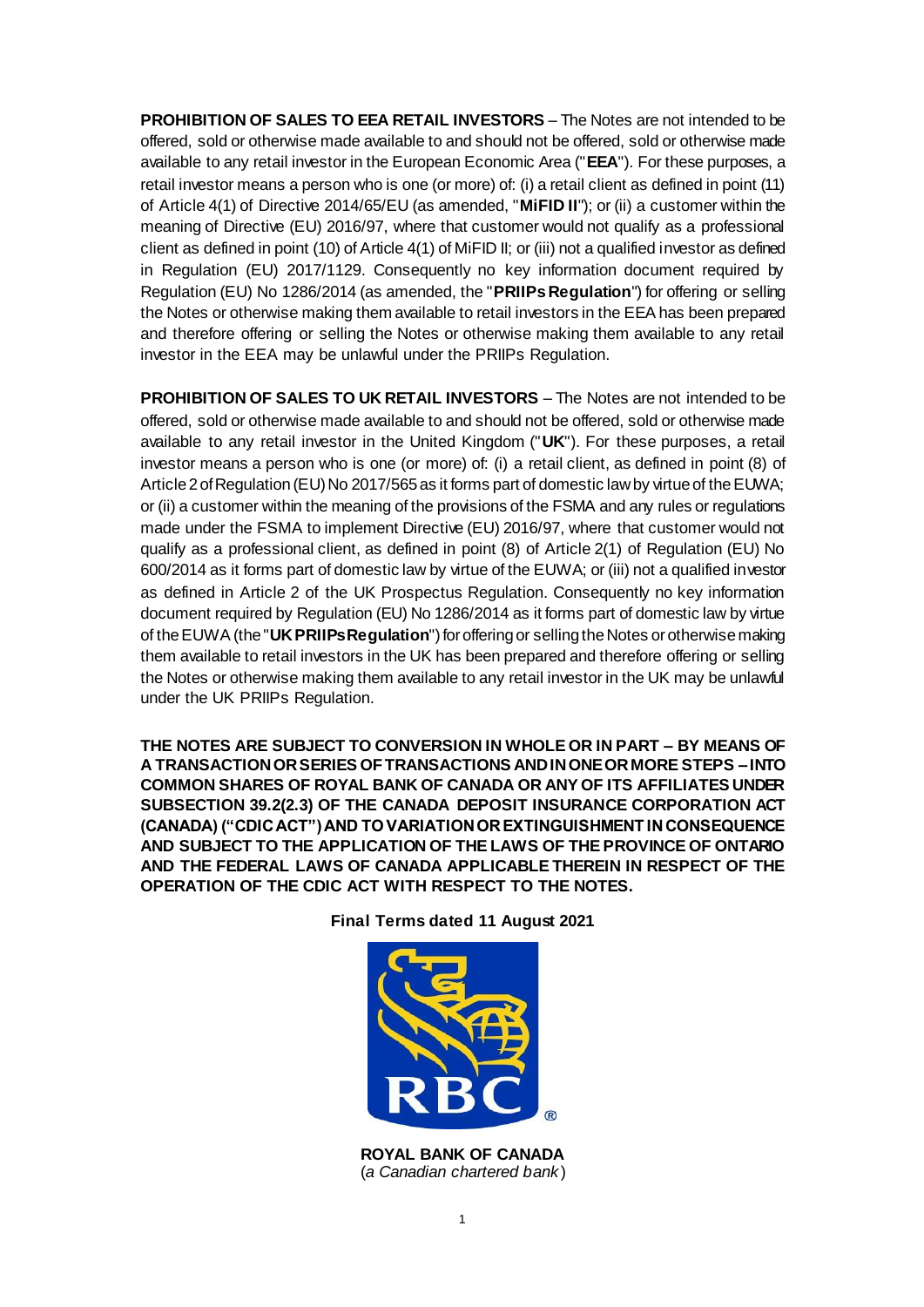**PROHIBITION OF SALES TO EEA RETAIL INVESTORS** – The Notes are not intended to be offered, sold or otherwise made available to and should not be offered, sold or otherwise made available to any retail investor in the European Economic Area ("**EEA**"). For these purposes, a retail investor means a person who is one (or more) of: (i) a retail client as defined in point (11) of Article 4(1) of Directive 2014/65/EU (as amended, "**MiFID II**"); or (ii) a customer within the meaning of Directive (EU) 2016/97, where that customer would not qualify as a professional client as defined in point (10) of Article 4(1) of MiFID II; or (iii) not a qualified investor as defined in Regulation (EU) 2017/1129. Consequently no key information document required by Regulation (EU) No 1286/2014 (as amended, the "**PRIIPs Regulation**") for offering or selling the Notes or otherwise making them available to retail investors in the EEA has been prepared and therefore offering or selling the Notes or otherwise making them available to any retail investor in the EEA may be unlawful under the PRIIPs Regulation.

**PROHIBITION OF SALES TO UK RETAIL INVESTORS** – The Notes are not intended to be offered, sold or otherwise made available to and should not be offered, sold or otherwise made available to any retail investor in the United Kingdom ("**UK**"). For these purposes, a retail investor means a person who is one (or more) of: (i) a retail client, as defined in point (8) of Article 2 of Regulation (EU) No 2017/565 as it forms part of domestic law by virtue of the EUWA; or (ii) a customer within the meaning of the provisions of the FSMA and any rules or regulations made under the FSMA to implement Directive (EU) 2016/97, where that customer would not qualify as a professional client, as defined in point (8) of Article 2(1) of Regulation (EU) No 600/2014 as it forms part of domestic law by virtue of the EUWA; or (iii) not a qualified investor as defined in Article 2 of the UK Prospectus Regulation. Consequently no key information document required by Regulation (EU) No 1286/2014 as it forms part of domestic law by virtue of the EUWA (the "**UK PRIIPs Regulation**") for offering or selling the Notes or otherwise making them available to retail investors in the UK has been prepared and therefore offering or selling the Notes or otherwise making them available to any retail investor in the UK may be unlawful under the UK PRIIPs Regulation.

**THE NOTES ARE SUBJECT TO CONVERSION IN WHOLE OR IN PART – BY MEANS OF A TRANSACTION OR SERIES OF TRANSACTIONS AND IN ONE OR MORE STEPS – INTO COMMON SHARES OF ROYAL BANK OF CANADA OR ANY OF ITS AFFILIATES UNDER SUBSECTION 39.2(2.3) OF THE CANADA DEPOSIT INSURANCE CORPORATION ACT (CANADA) ("CDIC ACT") AND TO VARIATION OR EXTINGUISHMENT IN CONSEQUENCE AND SUBJECT TO THE APPLICATION OF THE LAWS OF THE PROVINCE OF ONTARIO AND THE FEDERAL LAWS OF CANADA APPLICABLE THEREIN IN RESPECT OF THE OPERATION OF THE CDIC ACT WITH RESPECT TO THE NOTES.**

**Final Terms dated 11 August 2021**

**ROYAL BANK OF CANADA**
(*a Canadian chartered bank*)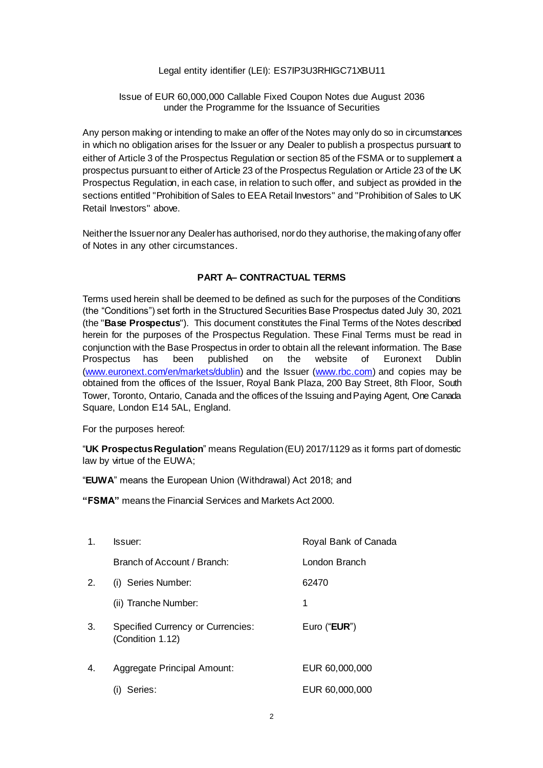Legal entity identifier (LEI): ES7IP3U3RHIGC71XBU11

Issue of EUR 60,000,000 Callable Fixed Coupon Notes due August 2036
under the Programme for the Issuance of Securities

Any person making or intending to make an offer of the Notes may only do so in circumstances in which no obligation arises for the Issuer or any Dealer to publish a prospectus pursuant to either of Article 3 of the Prospectus Regulation or section 85 of the FSMA or to supplement a prospectus pursuant to either of Article 23 of the Prospectus Regulation or Article 23 of the UK Prospectus Regulation, in each case, in relation to such offer, and subject as provided in the sections entitled "Prohibition of Sales to EEA Retail Investors" and "Prohibition of Sales to UK Retail Investors" above.

Neither the Issuer nor any Dealer has authorised, nor do they authorise, the making of any offer of Notes in any other circumstances.

## PART A– CONTRACTUAL TERMS

Terms used herein shall be deemed to be defined as such for the purposes of the Conditions (the "Conditions") set forth in the Structured Securities Base Prospectus dated July 30, 2021 (the "**Base Prospectus**"). This document constitutes the Final Terms of the Notes described herein for the purposes of the Prospectus Regulation. These Final Terms must be read in conjunction with the Base Prospectus in order to obtain all the relevant information. The Base Prospectus has been published on the website of Euronext Dublin (www.euronext.com/en/markets/dublin) and the Issuer (www.rbc.com) and copies may be obtained from the offices of the Issuer, Royal Bank Plaza, 200 Bay Street, 8th Floor, South Tower, Toronto, Ontario, Canada and the offices of the Issuing and Paying Agent, One Canada Square, London E14 5AL, England.

For the purposes hereof:

"**UK Prospectus Regulation**" means Regulation (EU) 2017/1129 as it forms part of domestic law by virtue of the EUWA;

"**EUWA**" means the European Union (Withdrawal) Act 2018; and

**"FSMA"** means the Financial Services and Markets Act 2000.

| | | |
|---|---|---|
| 1. | Issuer: | Royal Bank of Canada |
| | Branch of Account / Branch: | London Branch |
| 2. | (i) Series Number: | 62470 |
| | (ii) Tranche Number: | 1 |
| 3. | Specified Currency or Currencies: (Condition 1.12) | Euro ("**EUR**") |
| 4. | Aggregate Principal Amount: | EUR 60,000,000 |
| | (i) Series: | EUR 60,000,000 |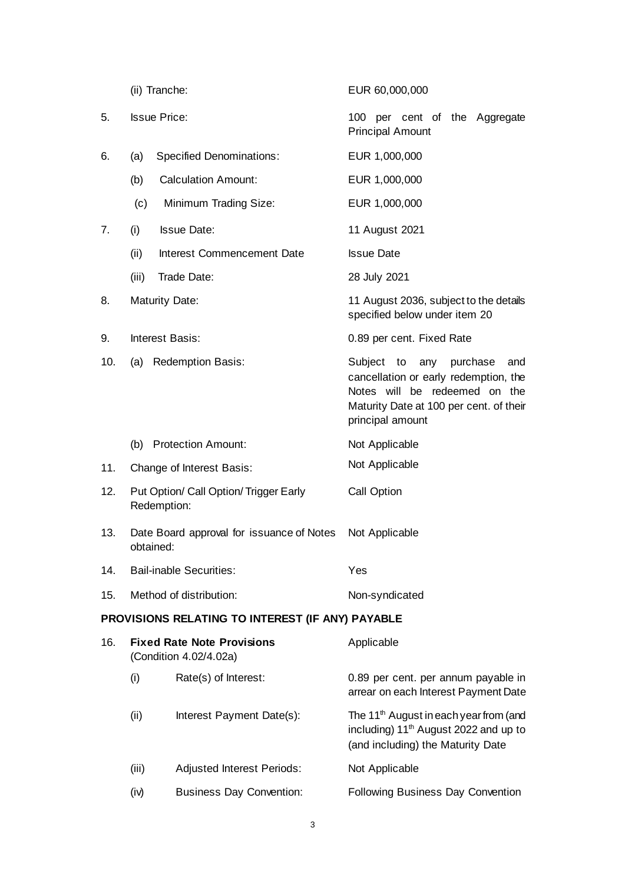| | | |
|---|---|---|
| | (ii) Tranche: | EUR 60,000,000 |
| 5. | Issue Price: | 100 per cent of the Aggregate Principal Amount |
| 6. | (a) Specified Denominations: | EUR 1,000,000 |
| | (b) Calculation Amount: | EUR 1,000,000 |
| | (c) Minimum Trading Size: | EUR 1,000,000 |
| 7. | (i) Issue Date: | 11 August 2021 |
| | (ii) Interest Commencement Date | Issue Date |
| | (iii) Trade Date: | 28 July 2021 |
| 8. | Maturity Date: | 11 August 2036, subject to the details specified below under item 20 |
| 9. | Interest Basis: | 0.89 per cent. Fixed Rate |
| 10. | (a) Redemption Basis: | Subject to any purchase and cancellation or early redemption, the Notes will be redeemed on the Maturity Date at 100 per cent. of their principal amount |
| | (b) Protection Amount: | Not Applicable |
| 11. | Change of Interest Basis: | Not Applicable |
| 12. | Put Option/ Call Option/ Trigger Early Redemption: | Call Option |
| 13. | Date Board approval for issuance of Notes obtained: | Not Applicable |
| 14. | Bail-inable Securities: | Yes |
| 15. | Method of distribution: | Non-syndicated |

**PROVISIONS RELATING TO INTEREST (IF ANY) PAYABLE**

| | | | |
|---|---|---|---|
| 16. | **Fixed Rate Note Provisions** (Condition 4.02/4.02a) | | Applicable |
| | (i) | Rate(s) of Interest: | 0.89 per cent. per annum payable in arrear on each Interest Payment Date |
| | (ii) | Interest Payment Date(s): | The 11th August in each year from (and including) 11th August 2022 and up to (and including) the Maturity Date |
| | (iii) | Adjusted Interest Periods: | Not Applicable |
| | (iv) | Business Day Convention: | Following Business Day Convention |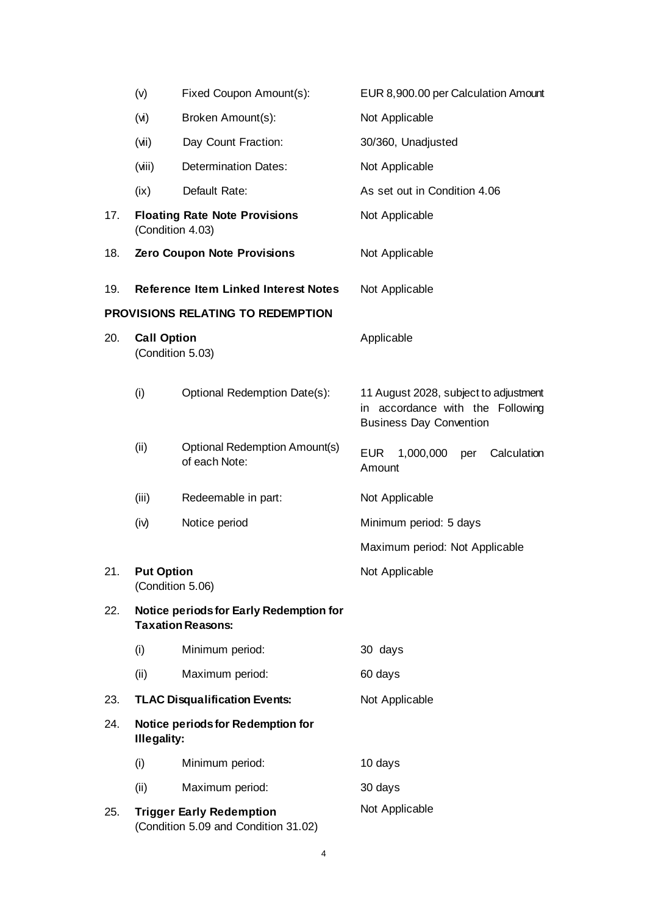| | | | |
|---|---|---|---|
| | (v) | Fixed Coupon Amount(s): | EUR 8,900.00 per Calculation Amount |
| | (vi) | Broken Amount(s): | Not Applicable |
| | (vii) | Day Count Fraction: | 30/360, Unadjusted |
| | (viii) | Determination Dates: | Not Applicable |
| | (ix) | Default Rate: | As set out in Condition 4.06 |
| 17. | **Floating Rate Note Provisions** (Condition 4.03) | | Not Applicable |
| 18. | **Zero Coupon Note Provisions** | | Not Applicable |
| 19. | **Reference Item Linked Interest Notes** | | Not Applicable |

**PROVISIONS RELATING TO REDEMPTION**

| | | | |
|---|---|---|---|
| 20. | **Call Option** (Condition 5.03) | | Applicable |
| | (i) | Optional Redemption Date(s): | 11 August 2028, subject to adjustment in accordance with the Following Business Day Convention |
| | (ii) | Optional Redemption Amount(s) of each Note: | EUR 1,000,000 per Calculation Amount |
| | (iii) | Redeemable in part: | Not Applicable |
| | (iv) | Notice period | Minimum period: 5 days<br>Maximum period: Not Applicable |
| 21. | **Put Option** (Condition 5.06) | | Not Applicable |
| 22. | **Notice periods for Early Redemption for Taxation Reasons:** | | |
| | (i) | Minimum period: | 30 days |
| | (ii) | Maximum period: | 60 days |
| 23. | **TLAC Disqualification Events:** | | Not Applicable |
| 24. | **Notice periods for Redemption for Illegality:** | | |
| | (i) | Minimum period: | 10 days |
| | (ii) | Maximum period: | 30 days |
| 25. | **Trigger Early Redemption** (Condition 5.09 and Condition 31.02) | | Not Applicable |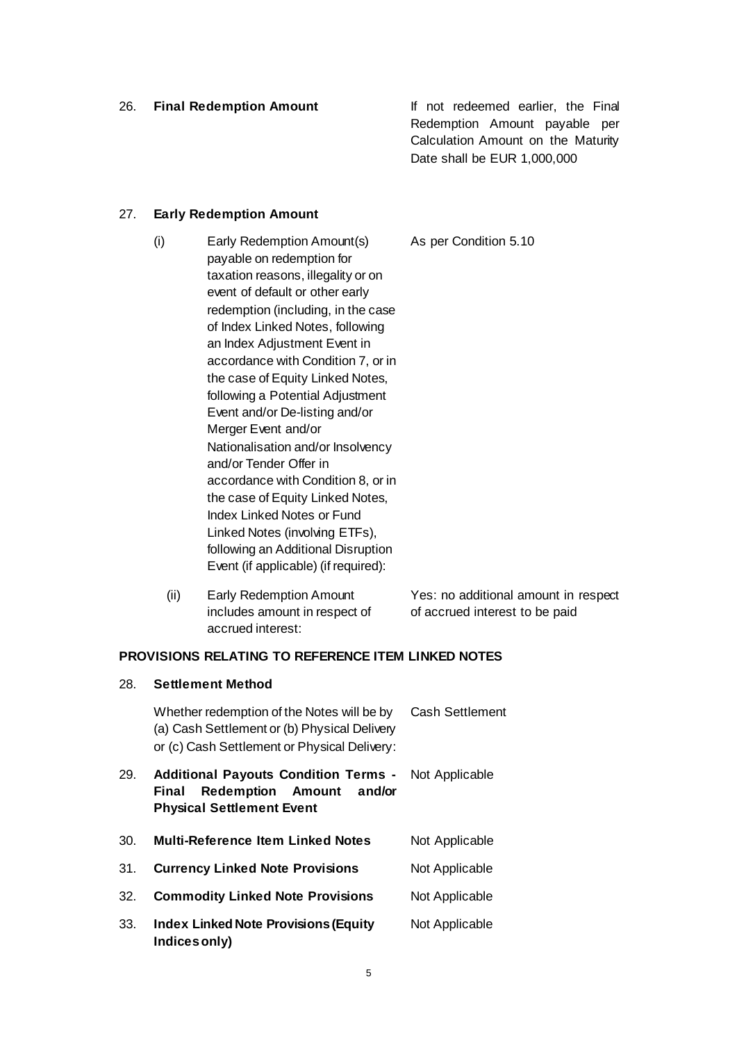| | | |
|---|---|---|
| 26. | **Final Redemption Amount** | If not redeemed earlier, the Final Redemption Amount payable per Calculation Amount on the Maturity Date shall be EUR 1,000,000 |
| 27. | **Early Redemption Amount** | |
| | (i) Early Redemption Amount(s) payable on redemption for taxation reasons, illegality or on event of default or other early redemption (including, in the case of Index Linked Notes, following an Index Adjustment Event in accordance with Condition 7, or in the case of Equity Linked Notes, following a Potential Adjustment Event and/or De-listing and/or Merger Event and/or Nationalisation and/or Insolvency and/or Tender Offer in accordance with Condition 8, or in the case of Equity Linked Notes, Index Linked Notes or Fund Linked Notes (involving ETFs), following an Additional Disruption Event (if applicable) (if required): | As per Condition 5.10 |
| | (ii) Early Redemption Amount includes amount in respect of accrued interest: | Yes: no additional amount in respect of accrued interest to be paid |

**PROVISIONS RELATING TO REFERENCE ITEM LINKED NOTES**

| | | |
|---|---|---|
| 28. | **Settlement Method** | |
| | Whether redemption of the Notes will be by (a) Cash Settlement or (b) Physical Delivery or (c) Cash Settlement or Physical Delivery: | Cash Settlement |
| 29. | **Additional Payouts Condition Terms - Final Redemption Amount and/or Physical Settlement Event** | Not Applicable |
| 30. | **Multi-Reference Item Linked Notes** | Not Applicable |
| 31. | **Currency Linked Note Provisions** | Not Applicable |
| 32. | **Commodity Linked Note Provisions** | Not Applicable |
| 33. | **Index Linked Note Provisions (Equity Indices only)** | Not Applicable |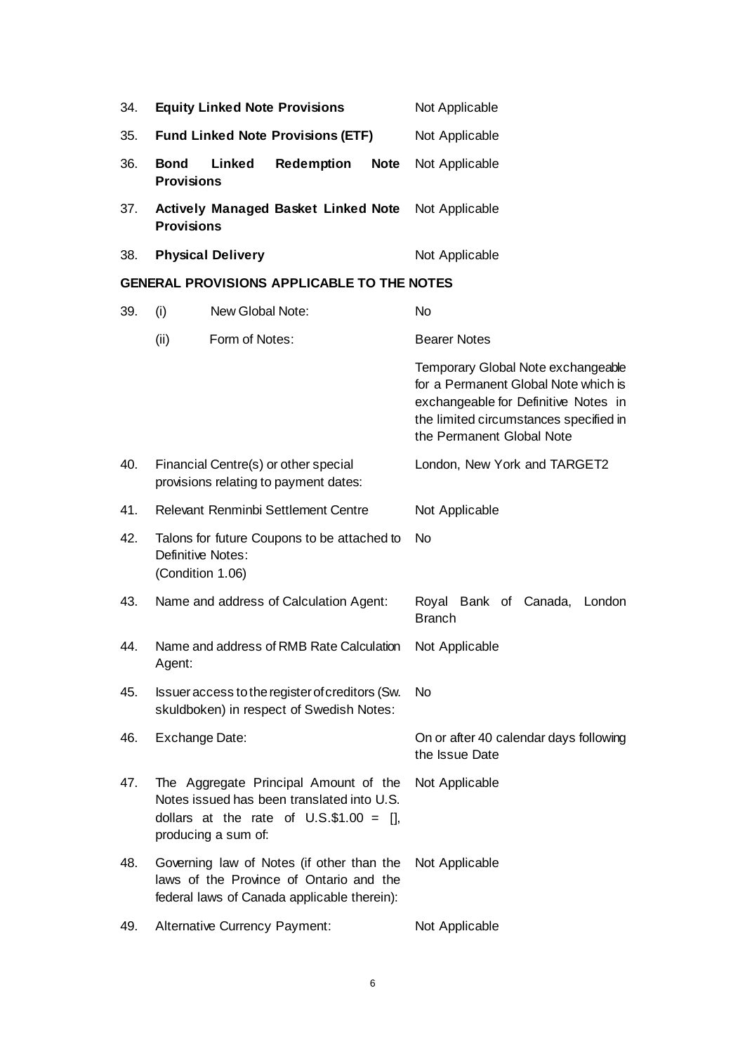| | | |
|---|---|---|
| 34. | **Equity Linked Note Provisions** | Not Applicable |
| 35. | **Fund Linked Note Provisions (ETF)** | Not Applicable |
| 36. | **Bond Linked Redemption Note Provisions** | Not Applicable |
| 37. | **Actively Managed Basket Linked Note Provisions** | Not Applicable |
| 38. | **Physical Delivery** | Not Applicable |

**GENERAL PROVISIONS APPLICABLE TO THE NOTES**

| | | |
|---|---|---|
| 39. | (i) New Global Note: | No |
| | (ii) Form of Notes: | Bearer Notes |
| | | Temporary Global Note exchangeable for a Permanent Global Note which is exchangeable for Definitive Notes in the limited circumstances specified in the Permanent Global Note |
| 40. | Financial Centre(s) or other special provisions relating to payment dates: | London, New York and TARGET2 |
| 41. | Relevant Renminbi Settlement Centre | Not Applicable |
| 42. | Talons for future Coupons to be attached to Definitive Notes: (Condition 1.06) | No |
| 43. | Name and address of Calculation Agent: | Royal Bank of Canada, London Branch |
| 44. | Name and address of RMB Rate Calculation Agent: | Not Applicable |
| 45. | Issuer access to the register of creditors (Sw. skuldboken) in respect of Swedish Notes: | No |
| 46. | Exchange Date: | On or after 40 calendar days following the Issue Date |
| 47. | The Aggregate Principal Amount of the Notes issued has been translated into U.S. dollars at the rate of U.S.$1.00 = [], producing a sum of: | Not Applicable |
| 48. | Governing law of Notes (if other than the laws of the Province of Ontario and the federal laws of Canada applicable therein): | Not Applicable |
| 49. | Alternative Currency Payment: | Not Applicable |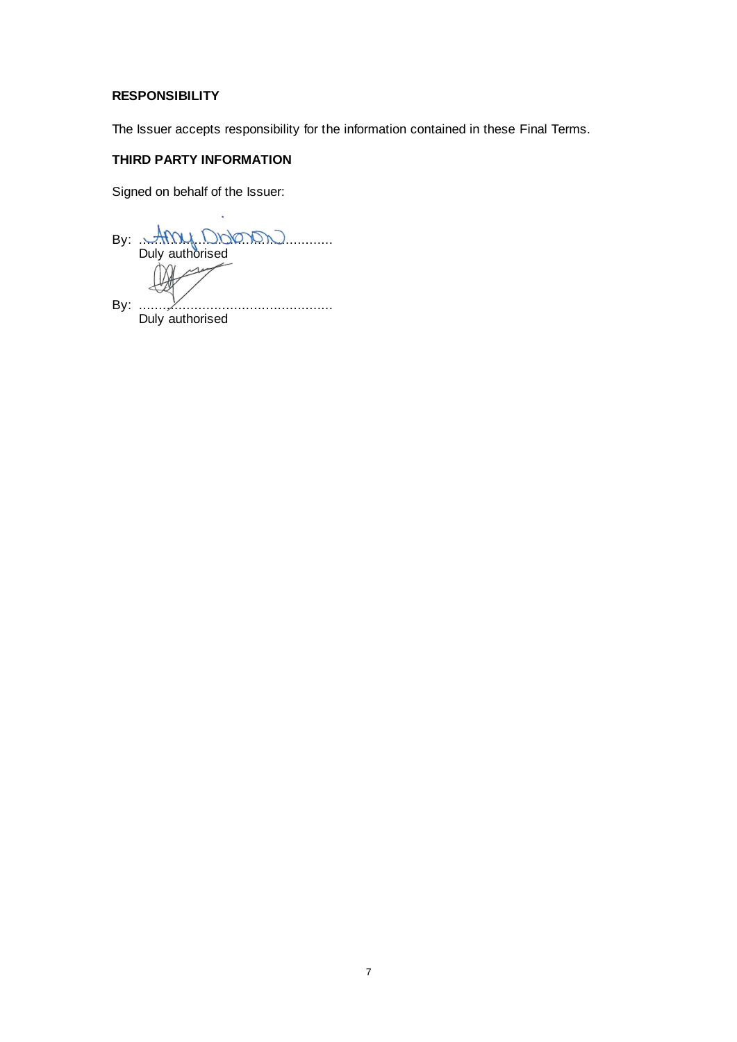**RESPONSIBILITY**

The Issuer accepts responsibility for the information contained in these Final Terms.

**THIRD PARTY INFORMATION**

Signed on behalf of the Issuer:

By: ..............................................
Duly authorised

By: ..............................................
Duly authorised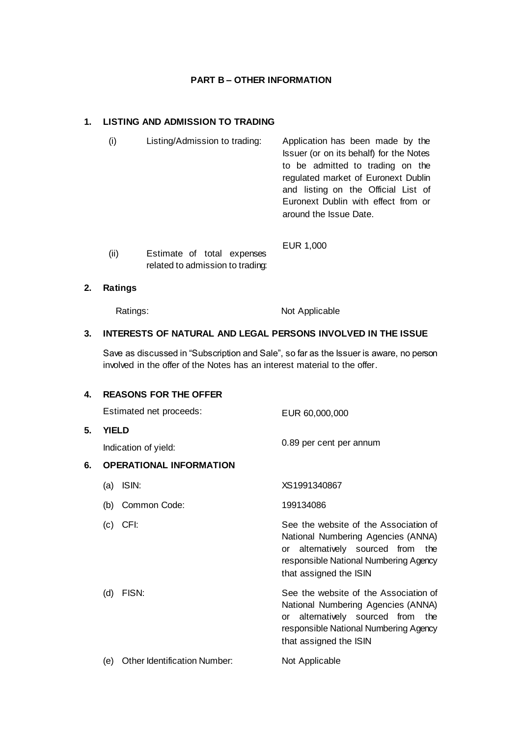## PART B – OTHER INFORMATION

### 1. LISTING AND ADMISSION TO TRADING

| | | |
|---|---|---|
| (i) | Listing/Admission to trading: | Application has been made by the Issuer (or on its behalf) for the Notes to be admitted to trading on the regulated market of Euronext Dublin and listing on the Official List of Euronext Dublin with effect from or around the Issue Date. |
| (ii) | Estimate of total expenses related to admission to trading: | EUR 1,000 |

### 2. Ratings

| | |
|---|---|
| Ratings: | Not Applicable |

### 3. INTERESTS OF NATURAL AND LEGAL PERSONS INVOLVED IN THE ISSUE

Save as discussed in "Subscription and Sale", so far as the Issuer is aware, no person involved in the offer of the Notes has an interest material to the offer.

### 4. REASONS FOR THE OFFER

| | |
|---|---|
| Estimated net proceeds: | EUR 60,000,000 |

### 5. YIELD

| | |
|---|---|
| Indication of yield: | 0.89 per cent per annum |

### 6. OPERATIONAL INFORMATION

| | | |
|---|---|---|
| (a) | ISIN: | XS1991340867 |
| (b) | Common Code: | 199134086 |
| (c) | CFI: | See the website of the Association of National Numbering Agencies (ANNA) or alternatively sourced from the responsible National Numbering Agency that assigned the ISIN |
| (d) | FISN: | See the website of the Association of National Numbering Agencies (ANNA) or alternatively sourced from the responsible National Numbering Agency that assigned the ISIN |
| (e) | Other Identification Number: | Not Applicable |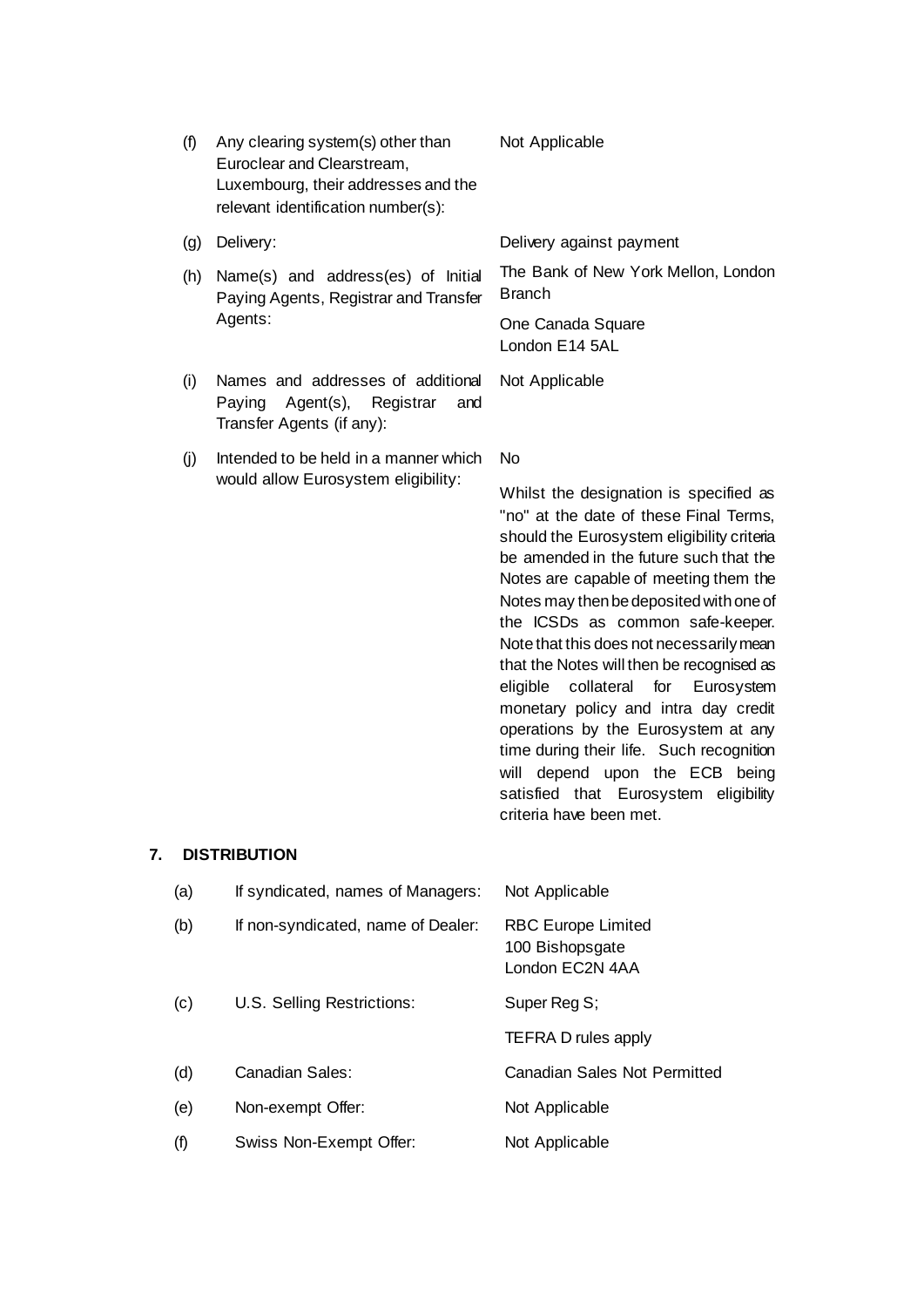| | | |
|---|---|---|
| (f) | Any clearing system(s) other than Euroclear and Clearstream, Luxembourg, their addresses and the relevant identification number(s): | Not Applicable |
| (g) | Delivery: | Delivery against payment |
| (h) | Name(s) and address(es) of Initial Paying Agents, Registrar and Transfer Agents: | The Bank of New York Mellon, London Branch<br><br>One Canada Square<br>London E14 5AL |
| (i) | Names and addresses of additional Paying Agent(s), Registrar and Transfer Agents (if any): | Not Applicable |
| (j) | Intended to be held in a manner which would allow Eurosystem eligibility: | No<br><br>Whilst the designation is specified as "no" at the date of these Final Terms, should the Eurosystem eligibility criteria be amended in the future such that the Notes are capable of meeting them the Notes may then be deposited with one of the ICSDs as common safe-keeper. Note that this does not necessarily mean that the Notes will then be recognised as eligible collateral for Eurosystem monetary policy and intra day credit operations by the Eurosystem at any time during their life. Such recognition will depend upon the ECB being satisfied that Eurosystem eligibility criteria have been met. |

## 7. DISTRIBUTION

| | | |
|---|---|---|
| (a) | If syndicated, names of Managers: | Not Applicable |
| (b) | If non-syndicated, name of Dealer: | RBC Europe Limited<br>100 Bishopsgate<br>London EC2N 4AA |
| (c) | U.S. Selling Restrictions: | Super Reg S;<br><br>TEFRA D rules apply |
| (d) | Canadian Sales: | Canadian Sales Not Permitted |
| (e) | Non-exempt Offer: | Not Applicable |
| (f) | Swiss Non-Exempt Offer: | Not Applicable |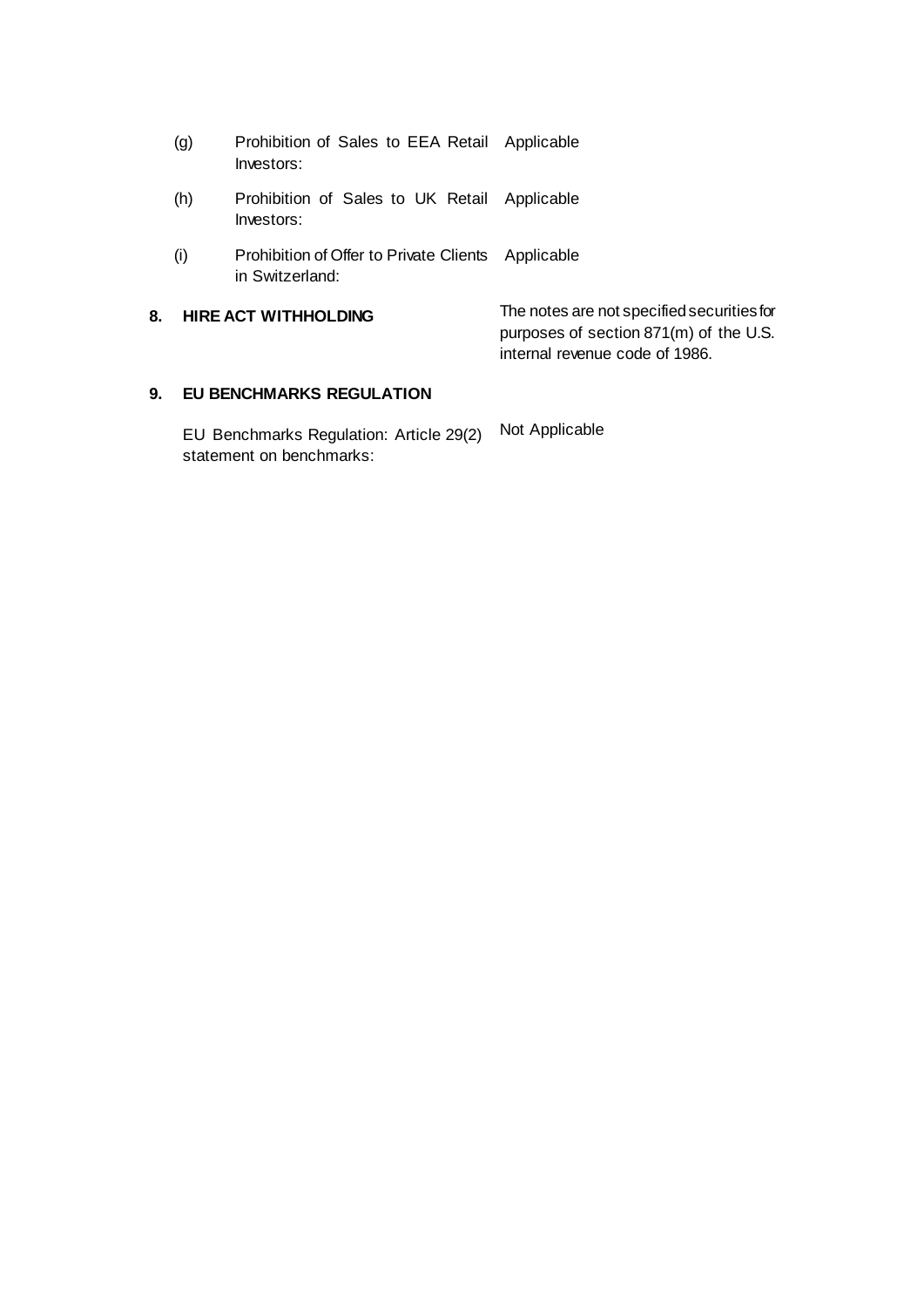| | | |
|---|---|---|
| (g) | Prohibition of Sales to EEA Retail Investors: | Applicable |
| (h) | Prohibition of Sales to UK Retail Investors: | Applicable |
| (i) | Prohibition of Offer to Private Clients in Switzerland: | Applicable |

## 8. HIRE ACT WITHHOLDING

The notes are not specified securities for purposes of section 871(m) of the U.S. internal revenue code of 1986.

## 9. EU BENCHMARKS REGULATION

| | |
|---|---|
| EU Benchmarks Regulation: Article 29(2) statement on benchmarks: | Not Applicable |